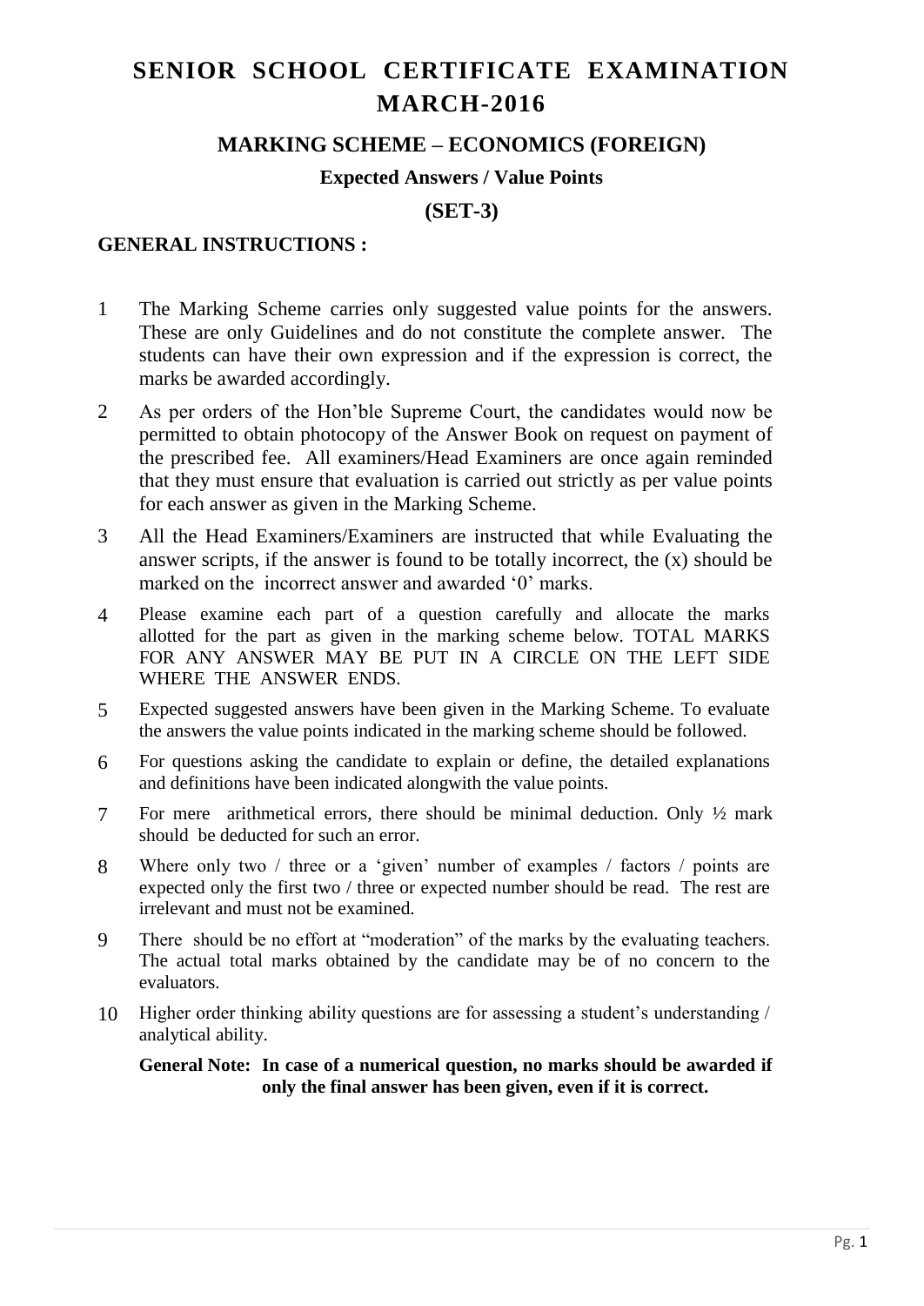# SENIOR SCHOOL CERTIFICATE EXAMINATION MARCH-2016

## MARKING SCHEME – ECONOMICS (FOREIGN)

### Expected Answers / Value Points

### (SET-3)

**GENERAL INSTRUCTIONS :**

1. The Marking Scheme carries only suggested value points for the answers. These are only Guidelines and do not constitute the complete answer. The students can have their own expression and if the expression is correct, the marks be awarded accordingly.
2. As per orders of the Hon'ble Supreme Court, the candidates would now be permitted to obtain photocopy of the Answer Book on request on payment of the prescribed fee. All examiners/Head Examiners are once again reminded that they must ensure that evaluation is carried out strictly as per value points for each answer as given in the Marking Scheme.
3. All the Head Examiners/Examiners are instructed that while Evaluating the answer scripts, if the answer is found to be totally incorrect, the (x) should be marked on the incorrect answer and awarded '0' marks.
4. Please examine each part of a question carefully and allocate the marks allotted for the part as given in the marking scheme below. TOTAL MARKS FOR ANY ANSWER MAY BE PUT IN A CIRCLE ON THE LEFT SIDE WHERE THE ANSWER ENDS.
5. Expected suggested answers have been given in the Marking Scheme. To evaluate the answers the value points indicated in the marking scheme should be followed.
6. For questions asking the candidate to explain or define, the detailed explanations and definitions have been indicated alongwith the value points.
7. For mere arithmetical errors, there should be minimal deduction. Only ½ mark should be deducted for such an error.
8. Where only two / three or a 'given' number of examples / factors / points are expected only the first two / three or expected number should be read. The rest are irrelevant and must not be examined.
9. There should be no effort at "moderation" of the marks by the evaluating teachers. The actual total marks obtained by the candidate may be of no concern to the evaluators.
10. Higher order thinking ability questions are for assessing a student's understanding / analytical ability.

**General Note: In case of a numerical question, no marks should be awarded if only the final answer has been given, even if it is correct.**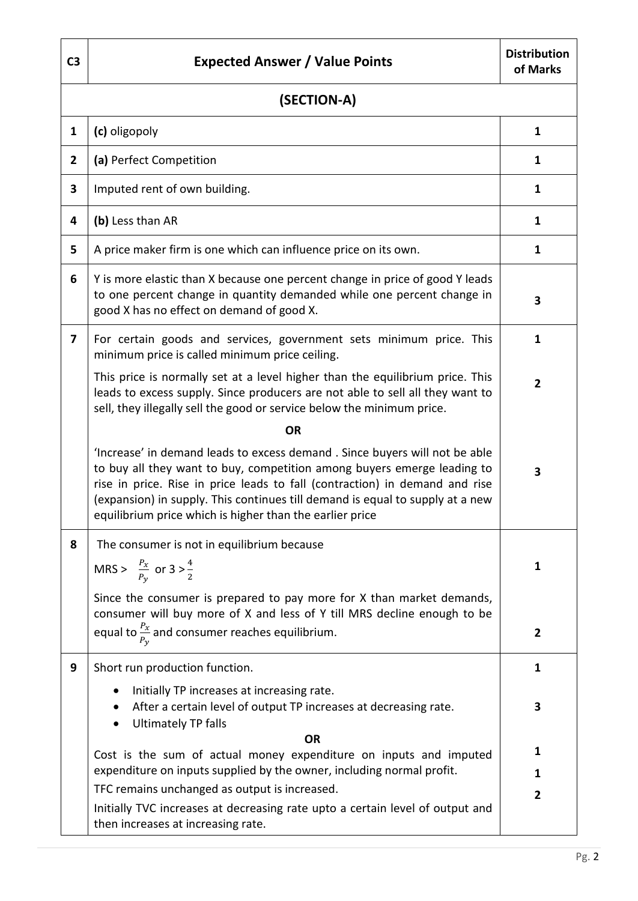| C3 | Expected Answer / Value Points | Distribution of Marks |
|---|---|---|
| | **(SECTION-A)** | |
| **1** | **(c)** oligopoly | **1** |
| **2** | **(a)** Perfect Competition | **1** |
| **3** | Imputed rent of own building. | **1** |
| **4** | **(b)** Less than AR | **1** |
| **5** | A price maker firm is one which can influence price on its own. | **1** |
| **6** | Y is more elastic than X because one percent change in price of good Y leads to one percent change in quantity demanded while one percent change in good X has no effect on demand of good X. | **3** |
| **7** | For certain goods and services, government sets minimum price. This minimum price is called minimum price ceiling. | **1** |
| | This price is normally set at a level higher than the equilibrium price. This leads to excess supply. Since producers are not able to sell all they want to sell, they illegally sell the good or service below the minimum price. | **2** |
| | **OR** | |
| | 'Increase' in demand leads to excess demand . Since buyers will not be able to buy all they want to buy, competition among buyers emerge leading to rise in price. Rise in price leads to fall (contraction) in demand and rise (expansion) in supply. This continues till demand is equal to supply at a new equilibrium price which is higher than the earlier price | **3** |
| **8** | The consumer is not in equilibrium because MRS > $\frac{P_x}{P_y}$ or 3 > $\frac{4}{2}$ | **1** |
| | Since the consumer is prepared to pay more for X than market demands, consumer will buy more of X and less of Y till MRS decline enough to be equal to $\frac{P_x}{P_y}$ and consumer reaches equilibrium. | **2** |
| **9** | Short run production function. | **1** |
| | • Initially TP increases at increasing rate.<br>• After a certain level of output TP increases at decreasing rate.<br>• Ultimately TP falls | **3** |
| | **OR** | |
| | Cost is the sum of actual money expenditure on inputs and imputed expenditure on inputs supplied by the owner, including normal profit. | **1** |
| | TFC remains unchanged as output is increased. | **1** |
| | Initially TVC increases at decreasing rate upto a certain level of output and then increases at increasing rate. | **2** |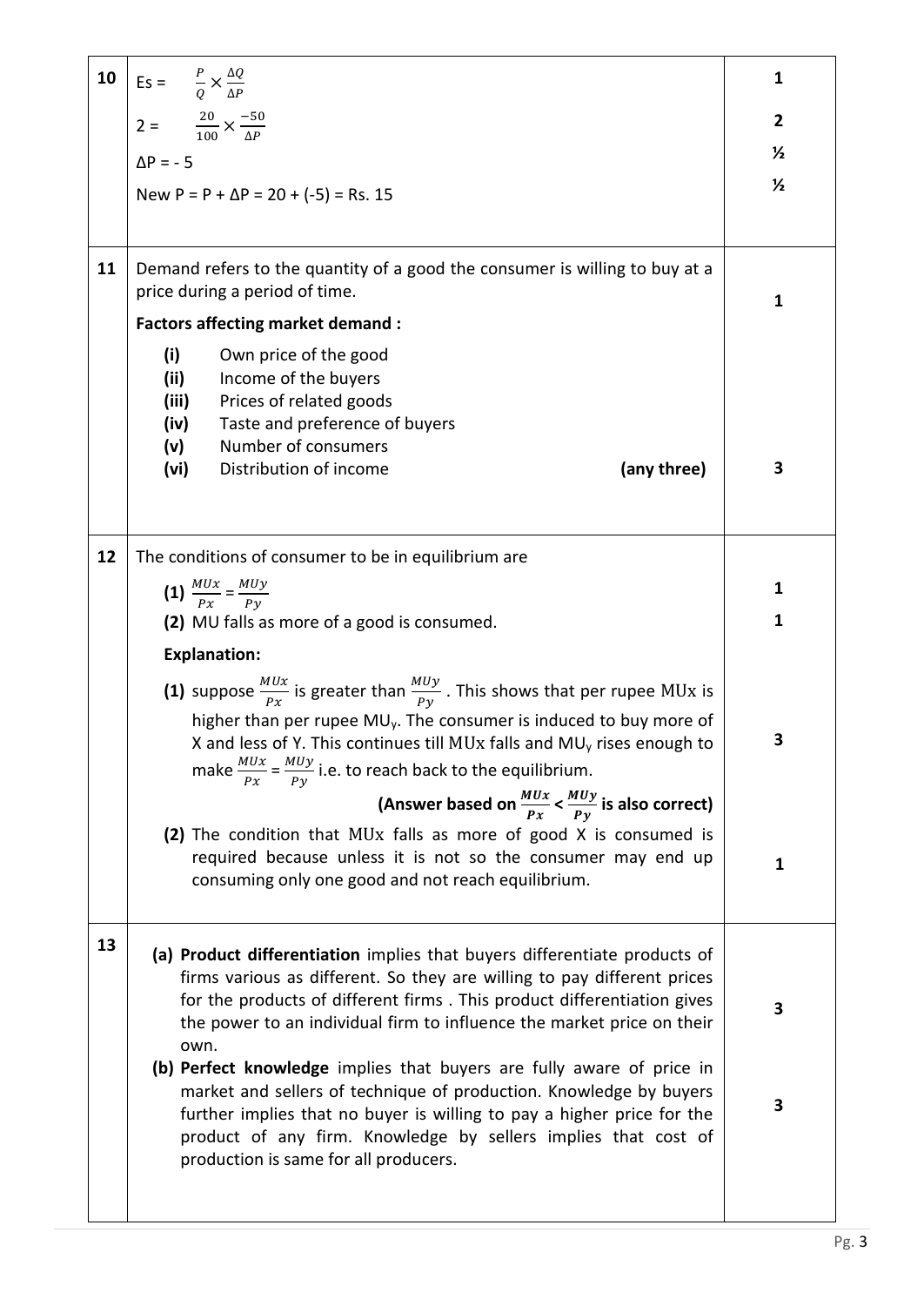| Q. No. | Answer | Marks |
|---|---|---|
| 10 | Es = $\frac{P}{Q} \times \frac{\Delta Q}{\Delta P}$ <br> 2 = $\frac{20}{100} \times \frac{-50}{\Delta P}$ <br> $\Delta P$ = - 5 <br> New P = P + $\Delta P$ = 20 + (-5) = Rs. 15 | 1 <br> 2 <br> ½ <br> ½ |
| 11 | Demand refers to the quantity of a good the consumer is willing to buy at a price during a period of time. <br> **Factors affecting market demand :** <br> **(i)** Own price of the good <br> **(ii)** Income of the buyers <br> **(iii)** Prices of related goods <br> **(iv)** Taste and preference of buyers <br> **(v)** Number of consumers <br> **(vi)** Distribution of income **(any three)** | 1 <br><br><br><br><br><br><br> 3 |
| 12 | The conditions of consumer to be in equilibrium are <br> **(1)** $\frac{MUx}{Px} = \frac{MUy}{Py}$ <br> **(2)** MU falls as more of a good is consumed. <br> **Explanation:** <br> **(1)** suppose $\frac{MUx}{Px}$ is greater than $\frac{MUy}{Py}$ . This shows that per rupee MUx is higher than per rupee $MU_y$. The consumer is induced to buy more of X and less of Y. This continues till MUx falls and $MU_y$ rises enough to make $\frac{MUx}{Px} = \frac{MUy}{Py}$ i.e. to reach back to the equilibrium. <br> **(Answer based on $\frac{MUx}{Px} < \frac{MUy}{Py}$ is also correct)** <br> **(2)** The condition that MUx falls as more of good X is consumed is required because unless it is not so the consumer may end up consuming only one good and not reach equilibrium. | <br> 1 <br> 1 <br><br> 3 <br><br><br> 1 |
| 13 | **(a) Product differentiation** implies that buyers differentiate products of firms various as different. So they are willing to pay different prices for the products of different firms . This product differentiation gives the power to an individual firm to influence the market price on their own. <br> **(b) Perfect knowledge** implies that buyers are fully aware of price in market and sellers of technique of production. Knowledge by buyers further implies that no buyer is willing to pay a higher price for the product of any firm. Knowledge by sellers implies that cost of production is same for all producers. | 3 <br><br><br> 3 |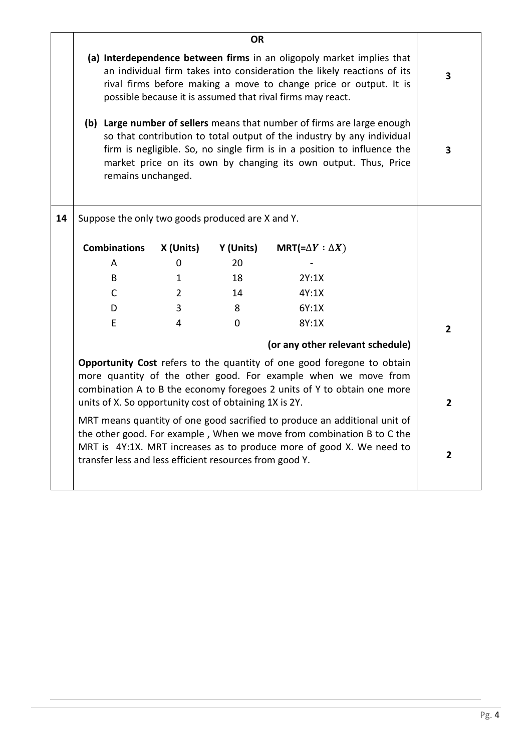**OR**

(a) **Interdependence between firms** in an oligopoly market implies that an individual firm takes into consideration the likely reactions of its rival firms before making a move to change price or output. It is possible because it is assumed that rival firms may react. — **3**

(b) **Large number of sellers** means that number of firms are large enough so that contribution to total output of the industry by any individual firm is negligible. So, no single firm is in a position to influence the market price on its own by changing its own output. Thus, Price remains unchanged. — **3**

**14** Suppose the only two goods produced are X and Y.

| Combinations | X (Units) | Y (Units) | MRT(= $\Delta Y : \Delta X$) |
|---|---|---|---|
| A | 0 | 20 | - |
| B | 1 | 18 | 2Y:1X |
| C | 2 | 14 | 4Y:1X |
| D | 3 | 8 | 6Y:1X |
| E | 4 | 0 | 8Y:1X |

**(or any other relevant schedule)** — **2**

**Opportunity Cost** refers to the quantity of one good foregone to obtain more quantity of the other good. For example when we move from combination A to B the economy foregoes 2 units of Y to obtain one more units of X. So opportunity cost of obtaining 1X is 2Y. — **2**

MRT means quantity of one good sacrificed to produce an additional unit of the other good. For example , When we move from combination B to C the MRT is 4Y:1X. MRT increases as to produce more of good X. We need to transfer less and less efficient resources from good Y. — **2**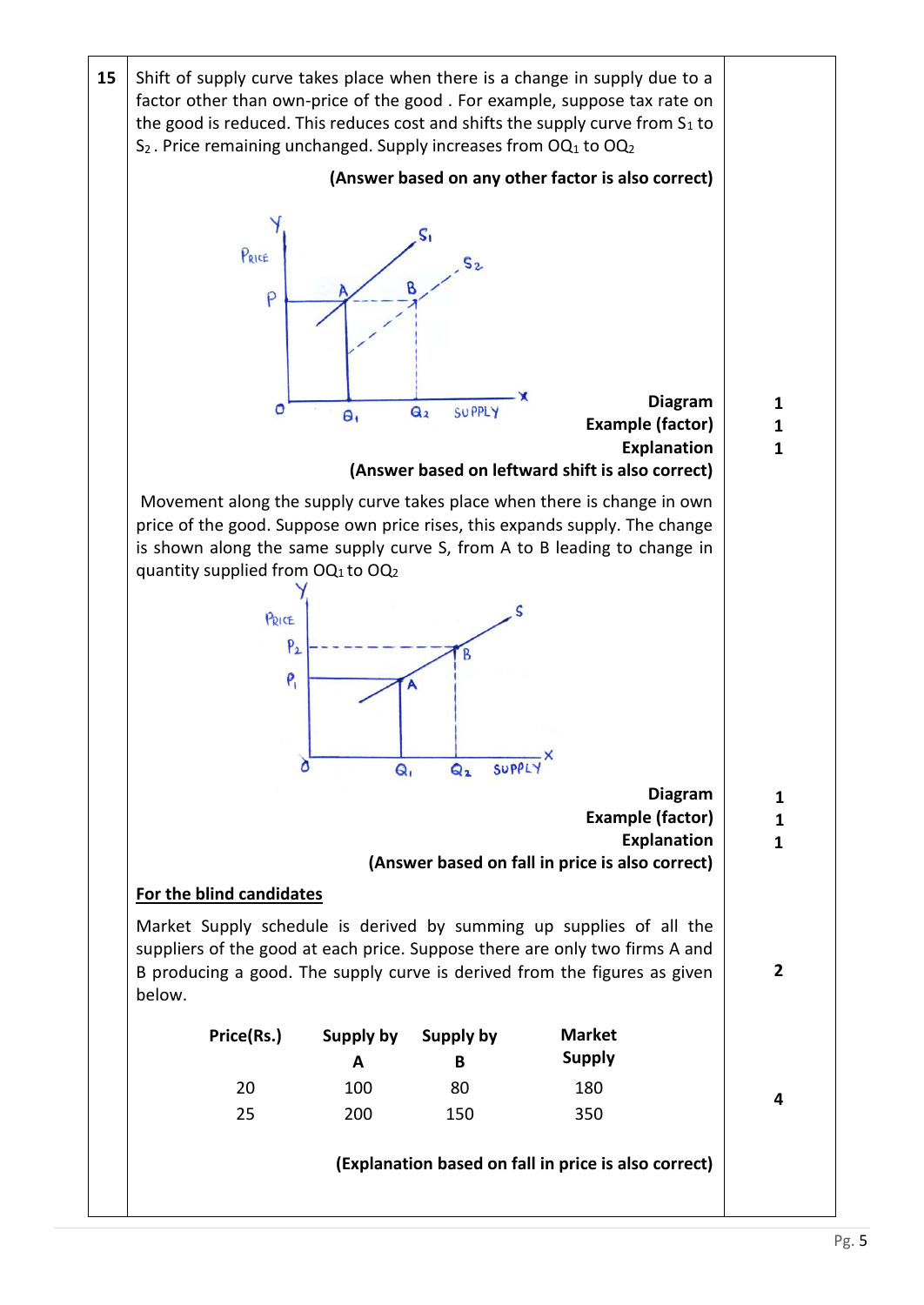| | | |
|---|---|---|
| 15 | Shift of supply curve takes place when there is a change in supply due to a factor other than own-price of the good . For example, suppose tax rate on the good is reduced. This reduces cost and shifts the supply curve from $S_1$ to $S_2$ . Price remaining unchanged. Supply increases from $OQ_1$ to $OQ_2$ | |
| | **(Answer based on any other factor is also correct)** | |
| | **Diagram** | 1 |
| | **Example (factor)** | 1 |
| | **Explanation** | 1 |
| | **(Answer based on leftward shift is also correct)** | |
| | Movement along the supply curve takes place when there is change in own price of the good. Suppose own price rises, this expands supply. The change is shown along the same supply curve S, from A to B leading to change in quantity supplied from $OQ_1$ to $OQ_2$ | |
| | **Diagram** | 1 |
| | **Example (factor)** | 1 |
| | **Explanation** | 1 |
| | **(Answer based on fall in price is also correct)** | |
| | **<u>For the blind candidates</u>** | |
| | Market Supply schedule is derived by summing up supplies of all the suppliers of the good at each price. Suppose there are only two firms A and B producing a good. The supply curve is derived from the figures as given below. | 2 |

| Price(Rs.) | Supply by A | Supply by B | Market Supply |
|---|---|---|---|
| 20 | 100 | 80 | 180 |
| 25 | 200 | 150 | 350 |

4

**(Explanation based on fall in price is also correct)**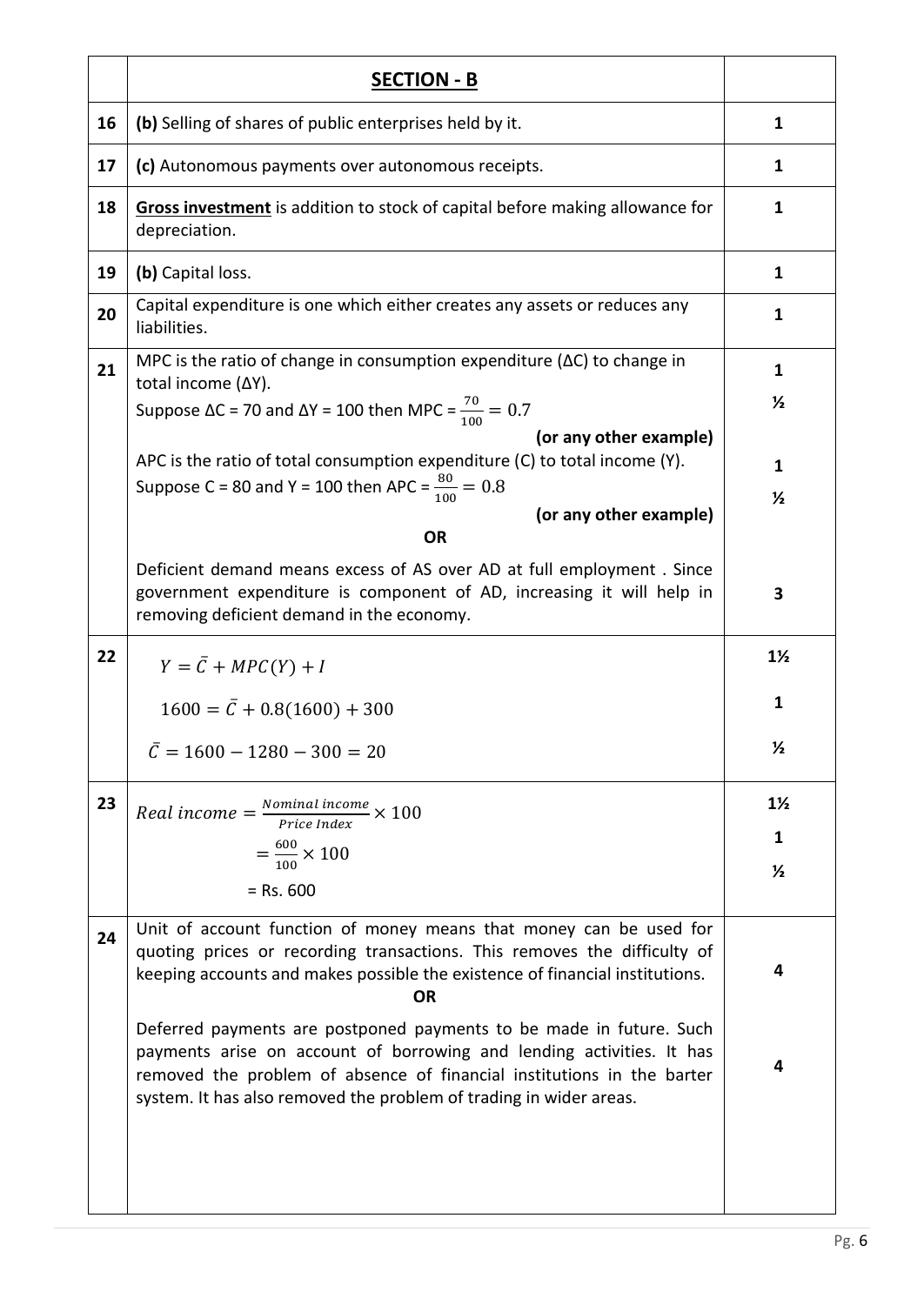| | **SECTION - B** | |
|---|---|---|
| **16** | **(b)** Selling of shares of public enterprises held by it. | **1** |
| **17** | **(c)** Autonomous payments over autonomous receipts. | **1** |
| **18** | **Gross investment** is addition to stock of capital before making allowance for depreciation. | **1** |
| **19** | **(b)** Capital loss. | **1** |
| **20** | Capital expenditure is one which either creates any assets or reduces any liabilities. | **1** |
| **21** | MPC is the ratio of change in consumption expenditure (ΔC) to change in total income (ΔY).<br>Suppose ΔC = 70 and ΔY = 100 then MPC = $\frac{70}{100} = 0.7$<br>**(or any other example)**<br>APC is the ratio of total consumption expenditure (C) to total income (Y).<br>Suppose C = 80 and Y = 100 then APC = $\frac{80}{100} = 0.8$<br>**(or any other example)**<br>**OR**<br>Deficient demand means excess of AS over AD at full employment . Since government expenditure is component of AD, increasing it will help in removing deficient demand in the economy. | **1**<br>**½**<br><br>**1**<br>**½**<br><br><br>**3** |
| **22** | $Y = \bar{C} + MPC(Y) + I$<br>$1600 = \bar{C} + 0.8(1600) + 300$<br>$\bar{C} = 1600 - 1280 - 300 = 20$ | **1½**<br>**1**<br>**½** |
| **23** | $Real\ income = \frac{Nominal\ income}{Price\ Index} \times 100$<br>$= \frac{600}{100} \times 100$<br>= Rs. 600 | **1½**<br>**1**<br>**½** |
| **24** | Unit of account function of money means that money can be used for quoting prices or recording transactions. This removes the difficulty of keeping accounts and makes possible the existence of financial institutions.<br>**OR**<br>Deferred payments are postponed payments to be made in future. Such payments arise on account of borrowing and lending activities. It has removed the problem of absence of financial institutions in the barter system. It has also removed the problem of trading in wider areas. | **4**<br><br><br>**4** |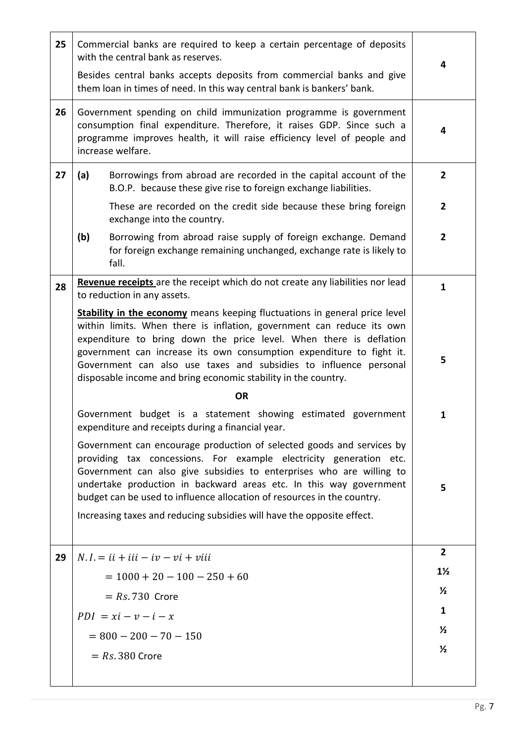| | | |
|---|---|---|
| 25 | Commercial banks are required to keep a certain percentage of deposits with the central bank as reserves.<br><br>Besides central banks accepts deposits from commercial banks and give them loan in times of need. In this way central bank is bankers' bank. | 4 |
| 26 | Government spending on child immunization programme is government consumption final expenditure. Therefore, it raises GDP. Since such a programme improves health, it will raise efficiency level of people and increase welfare. | 4 |
| 27 | **(a)** Borrowings from abroad are recorded in the capital account of the B.O.P. because these give rise to foreign exchange liabilities.<br><br>These are recorded on the credit side because these bring foreign exchange into the country.<br><br>**(b)** Borrowing from abroad raise supply of foreign exchange. Demand for foreign exchange remaining unchanged, exchange rate is likely to fall. | 2<br><br>2<br><br>2 |
| 28 | **Revenue receipts** are the receipt which do not create any liabilities nor lead to reduction in any assets.<br><br>**Stability in the economy** means keeping fluctuations in general price level within limits. When there is inflation, government can reduce its own expenditure to bring down the price level. When there is deflation government can increase its own consumption expenditure to fight it. Government can also use taxes and subsidies to influence personal disposable income and bring economic stability in the country.<br><br>**OR**<br><br>Government budget is a statement showing estimated government expenditure and receipts during a financial year.<br><br>Government can encourage production of selected goods and services by providing tax concessions. For example electricity generation etc. Government can also give subsidies to enterprises who are willing to undertake production in backward areas etc. In this way government budget can be used to influence allocation of resources in the country.<br><br>Increasing taxes and reducing subsidies will have the opposite effect. | 1<br><br>5<br><br><br><br>1<br><br>5 |
| 29 | $N.I. = ii + iii - iv - vi + viii$<br><br>$= 1000 + 20 - 100 - 250 + 60$<br><br>$= Rs. 730$ Crore<br><br>$PDI = xi - v - i - x$<br><br>$= 800 - 200 - 70 - 150$<br><br>$= Rs. 380$ Crore | 2<br><br>1½<br><br>½<br><br>1<br><br>½<br><br>½ |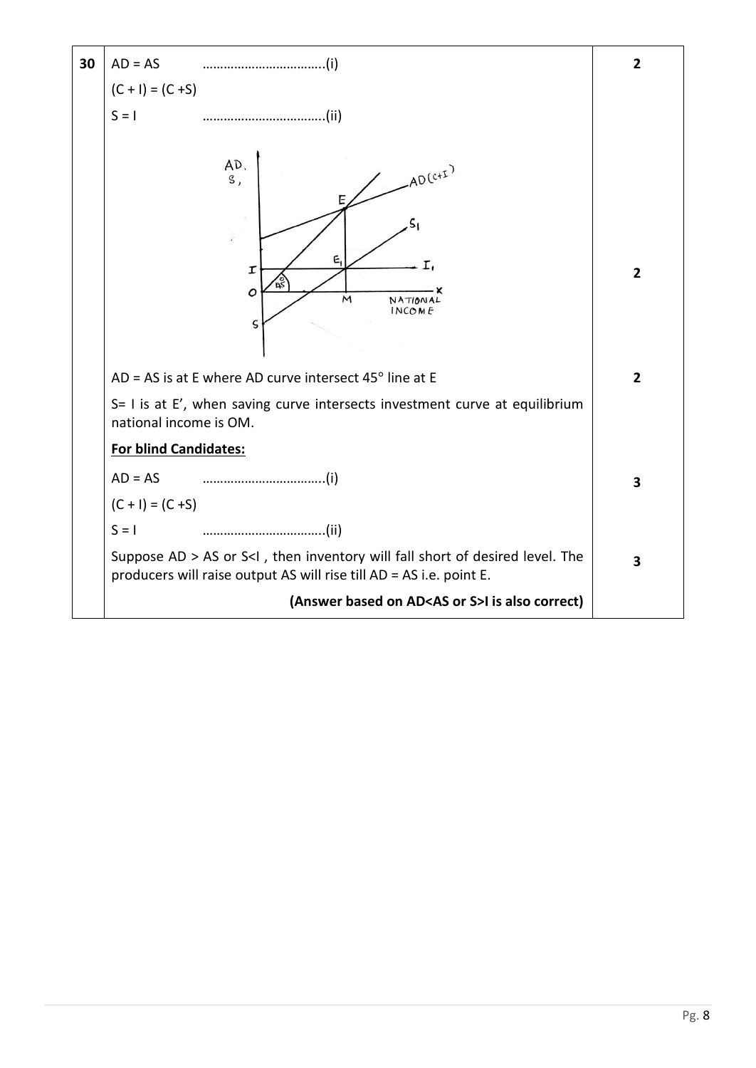| | | |
|---|---|---|
| 30 | AD = AS ……………………………..(i)<br>(C + I) = (C +S)<br>S = I ……………………………..(ii) | 2 |
| | AD, S,<br>AD(C+I)<br>E<br>S1<br>I<br>E1<br>I1<br>O<br>45°<br>M<br>X<br>NATIONAL INCOME<br>S | 2 |
| | AD = AS is at E where AD curve intersect 45° line at E<br>S= I is at E', when saving curve intersects investment curve at equilibrium national income is OM. | 2 |
| | **For blind Candidates:** | |
| | AD = AS ……………………………..(i)<br>(C + I) = (C +S)<br>S = I ……………………………..(ii) | 3 |
| | Suppose AD > AS or S<I , then inventory will fall short of desired level. The producers will raise output AS will rise till AD = AS i.e. point E. | 3 |
| | **(Answer based on AD<AS or S>I is also correct)** | |